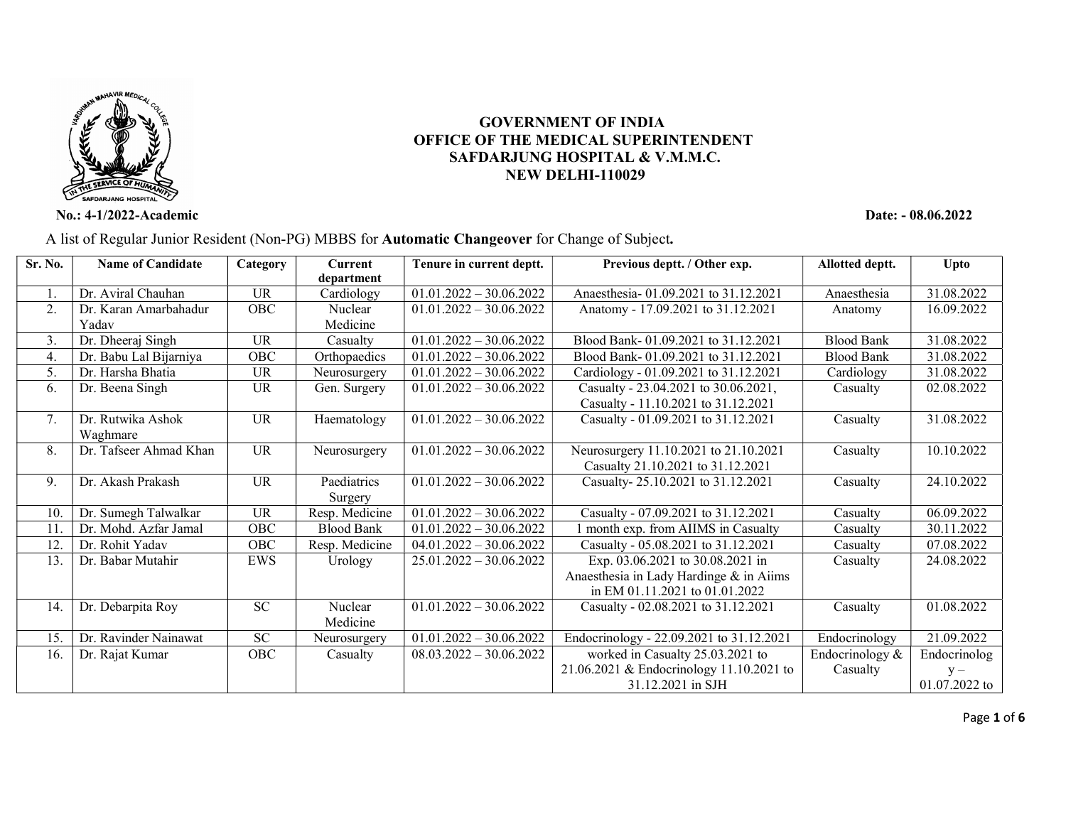**GOVERNMENT OF INDIA**
**OFFICE OF THE MEDICAL SUPERINTENDENT**
**SAFDARJUNG HOSPITAL & V.M.M.C.**
**NEW DELHI-110029**

**No.: 4-1/2022-Academic** **Date: - 08.06.2022**

A list of Regular Junior Resident (Non-PG) MBBS for **Automatic Changeover** for Change of Subject**.**

| Sr. No. | Name of Candidate | Category | Current department | Tenure in current deptt. | Previous deptt. / Other exp. | Allotted deptt. | Upto |
|---|---|---|---|---|---|---|---|
| 1. | Dr. Aviral Chauhan | UR | Cardiology | 01.01.2022 – 30.06.2022 | Anaesthesia- 01.09.2021 to 31.12.2021 | Anaesthesia | 31.08.2022 |
| 2. | Dr. Karan Amarbahadur Yadav | OBC | Nuclear Medicine | 01.01.2022 – 30.06.2022 | Anatomy - 17.09.2021 to 31.12.2021 | Anatomy | 16.09.2022 |
| 3. | Dr. Dheeraj Singh | UR | Casualty | 01.01.2022 – 30.06.2022 | Blood Bank- 01.09.2021 to 31.12.2021 | Blood Bank | 31.08.2022 |
| 4. | Dr. Babu Lal Bijarniya | OBC | Orthopaedics | 01.01.2022 – 30.06.2022 | Blood Bank- 01.09.2021 to 31.12.2021 | Blood Bank | 31.08.2022 |
| 5. | Dr. Harsha Bhatia | UR | Neurosurgery | 01.01.2022 – 30.06.2022 | Cardiology - 01.09.2021 to 31.12.2021 | Cardiology | 31.08.2022 |
| 6. | Dr. Beena Singh | UR | Gen. Surgery | 01.01.2022 – 30.06.2022 | Casualty - 23.04.2021 to 30.06.2021, Casualty - 11.10.2021 to 31.12.2021 | Casualty | 02.08.2022 |
| 7. | Dr. Rutwika Ashok Waghmare | UR | Haematology | 01.01.2022 – 30.06.2022 | Casualty - 01.09.2021 to 31.12.2021 | Casualty | 31.08.2022 |
| 8. | Dr. Tafseer Ahmad Khan | UR | Neurosurgery | 01.01.2022 – 30.06.2022 | Neurosurgery 11.10.2021 to 21.10.2021 Casualty 21.10.2021 to 31.12.2021 | Casualty | 10.10.2022 |
| 9. | Dr. Akash Prakash | UR | Paediatrics Surgery | 01.01.2022 – 30.06.2022 | Casualty- 25.10.2021 to 31.12.2021 | Casualty | 24.10.2022 |
| 10. | Dr. Sumegh Talwalkar | UR | Resp. Medicine | 01.01.2022 – 30.06.2022 | Casualty - 07.09.2021 to 31.12.2021 | Casualty | 06.09.2022 |
| 11. | Dr. Mohd. Azfar Jamal | OBC | Blood Bank | 01.01.2022 – 30.06.2022 | 1 month exp. from AIIMS in Casualty | Casualty | 30.11.2022 |
| 12. | Dr. Rohit Yadav | OBC | Resp. Medicine | 04.01.2022 – 30.06.2022 | Casualty - 05.08.2021 to 31.12.2021 | Casualty | 07.08.2022 |
| 13. | Dr. Babar Mutahir | EWS | Urology | 25.01.2022 – 30.06.2022 | Exp. 03.06.2021 to 30.08.2021 in Anaesthesia in Lady Hardinge & in Aiims in EM 01.11.2021 to 01.01.2022 | Casualty | 24.08.2022 |
| 14. | Dr. Debarpita Roy | SC | Nuclear Medicine | 01.01.2022 – 30.06.2022 | Casualty - 02.08.2021 to 31.12.2021 | Casualty | 01.08.2022 |
| 15. | Dr. Ravinder Nainawat | SC | Neurosurgery | 01.01.2022 – 30.06.2022 | Endocrinology - 22.09.2021 to 31.12.2021 | Endocrinology | 21.09.2022 |
| 16. | Dr. Rajat Kumar | OBC | Casualty | 08.03.2022 – 30.06.2022 | worked in Casualty 25.03.2021 to 21.06.2021 & Endocrinology 11.10.2021 to 31.12.2021 in SJH | Endocrinology & Casualty | Endocrinology – 01.07.2022 to |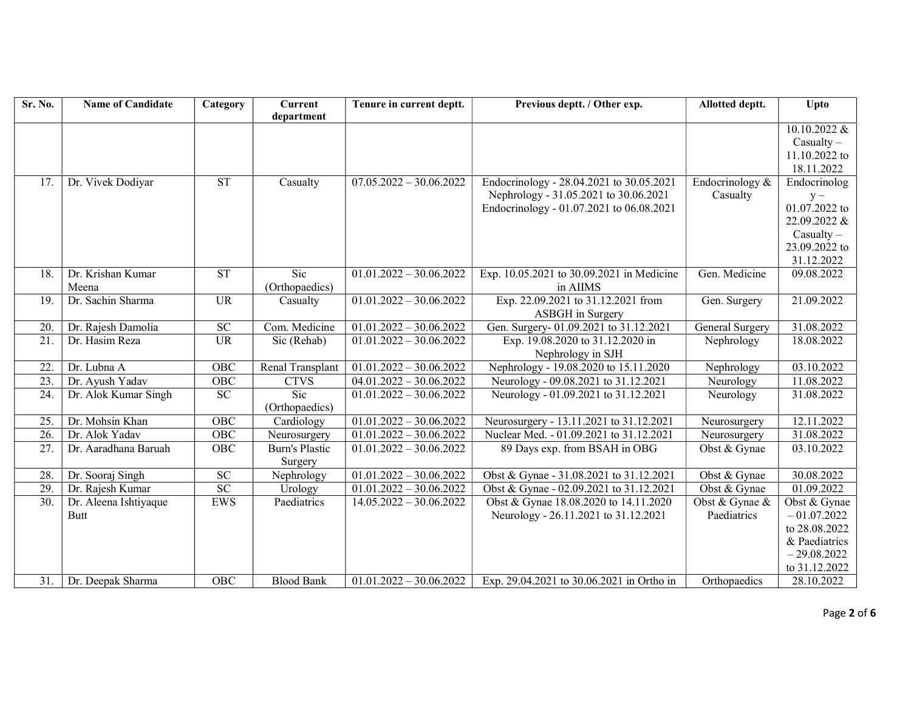| Sr. No. | Name of Candidate | Category | Current department | Tenure in current deptt. | Previous deptt. / Other exp. | Allotted deptt. | Upto |
|---|---|---|---|---|---|---|---|
| | | | | | | | 10.10.2022 & Casualty – 11.10.2022 to 18.11.2022 |
| 17. | Dr. Vivek Dodiyar | ST | Casualty | 07.05.2022 – 30.06.2022 | Endocrinology - 28.04.2021 to 30.05.2021 Nephrology - 31.05.2021 to 30.06.2021 Endocrinology - 01.07.2021 to 06.08.2021 | Endocrinology & Casualty | Endocrinology – 01.07.2022 to 22.09.2022 & Casualty – 23.09.2022 to 31.12.2022 |
| 18. | Dr. Krishan Kumar Meena | ST | Sic (Orthopaedics) | 01.01.2022 – 30.06.2022 | Exp. 10.05.2021 to 30.09.2021 in Medicine in AIIMS | Gen. Medicine | 09.08.2022 |
| 19. | Dr. Sachin Sharma | UR | Casualty | 01.01.2022 – 30.06.2022 | Exp. 22.09.2021 to 31.12.2021 from ASBGH in Surgery | Gen. Surgery | 21.09.2022 |
| 20. | Dr. Rajesh Damolia | SC | Com. Medicine | 01.01.2022 – 30.06.2022 | Gen. Surgery- 01.09.2021 to 31.12.2021 | General Surgery | 31.08.2022 |
| 21. | Dr. Hasim Reza | UR | Sic (Rehab) | 01.01.2022 – 30.06.2022 | Exp. 19.08.2020 to 31.12.2020 in Nephrology in SJH | Nephrology | 18.08.2022 |
| 22. | Dr. Lubna A | OBC | Renal Transplant | 01.01.2022 – 30.06.2022 | Nephrology - 19.08.2020 to 15.11.2020 | Nephrology | 03.10.2022 |
| 23. | Dr. Ayush Yadav | OBC | CTVS | 04.01.2022 – 30.06.2022 | Neurology - 09.08.2021 to 31.12.2021 | Neurology | 11.08.2022 |
| 24. | Dr. Alok Kumar Singh | SC | Sic (Orthopaedics) | 01.01.2022 – 30.06.2022 | Neurology - 01.09.2021 to 31.12.2021 | Neurology | 31.08.2022 |
| 25. | Dr. Mohsin Khan | OBC | Cardiology | 01.01.2022 – 30.06.2022 | Neurosurgery - 13.11.2021 to 31.12.2021 | Neurosurgery | 12.11.2022 |
| 26. | Dr. Alok Yadav | OBC | Neurosurgery | 01.01.2022 – 30.06.2022 | Nuclear Med. - 01.09.2021 to 31.12.2021 | Neurosurgery | 31.08.2022 |
| 27. | Dr. Aaradhana Baruah | OBC | Burn's Plastic Surgery | 01.01.2022 – 30.06.2022 | 89 Days exp. from BSAH in OBG | Obst & Gynae | 03.10.2022 |
| 28. | Dr. Sooraj Singh | SC | Nephrology | 01.01.2022 – 30.06.2022 | Obst & Gynae - 31.08.2021 to 31.12.2021 | Obst & Gynae | 30.08.2022 |
| 29. | Dr. Rajesh Kumar | SC | Urology | 01.01.2022 – 30.06.2022 | Obst & Gynae - 02.09.2021 to 31.12.2021 | Obst & Gynae | 01.09.2022 |
| 30. | Dr. Aleena Ishtiyaque Butt | EWS | Paediatrics | 14.05.2022 – 30.06.2022 | Obst & Gynae 18.08.2020 to 14.11.2020 Neurology - 26.11.2021 to 31.12.2021 | Obst & Gynae & Paediatrics | Obst & Gynae – 01.07.2022 to 28.08.2022 & Paediatrics – 29.08.2022 to 31.12.2022 |
| 31. | Dr. Deepak Sharma | OBC | Blood Bank | 01.01.2022 – 30.06.2022 | Exp. 29.04.2021 to 30.06.2021 in Ortho in | Orthopaedics | 28.10.2022 |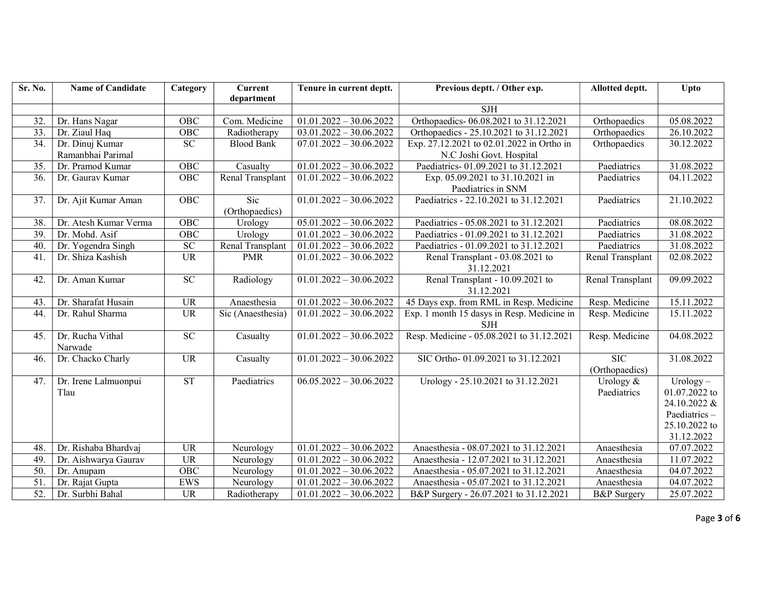| Sr. No. | Name of Candidate | Category | Current department | Tenure in current deptt. | Previous deptt. / Other exp. | Allotted deptt. | Upto |
|---|---|---|---|---|---|---|---|
| | | | | | SJH | | |
| 32. | Dr. Hans Nagar | OBC | Com. Medicine | 01.01.2022 – 30.06.2022 | Orthopaedics- 06.08.2021 to 31.12.2021 | Orthopaedics | 05.08.2022 |
| 33. | Dr. Ziaul Haq | OBC | Radiotherapy | 03.01.2022 – 30.06.2022 | Orthopaedics - 25.10.2021 to 31.12.2021 | Orthopaedics | 26.10.2022 |
| 34. | Dr. Dinuj Kumar Ramanbhai Parimal | SC | Blood Bank | 07.01.2022 – 30.06.2022 | Exp. 27.12.2021 to 02.01.2022 in Ortho in N.C Joshi Govt. Hospital | Orthopaedics | 30.12.2022 |
| 35. | Dr. Pramod Kumar | OBC | Casualty | 01.01.2022 – 30.06.2022 | Paediatrics- 01.09.2021 to 31.12.2021 | Paediatrics | 31.08.2022 |
| 36. | Dr. Gaurav Kumar | OBC | Renal Transplant | 01.01.2022 – 30.06.2022 | Exp. 05.09.2021 to 31.10.2021 in Paediatrics in SNM | Paediatrics | 04.11.2022 |
| 37. | Dr. Ajit Kumar Aman | OBC | Sic (Orthopaedics) | 01.01.2022 – 30.06.2022 | Paediatrics - 22.10.2021 to 31.12.2021 | Paediatrics | 21.10.2022 |
| 38. | Dr. Atesh Kumar Verma | OBC | Urology | 05.01.2022 – 30.06.2022 | Paediatrics - 05.08.2021 to 31.12.2021 | Paediatrics | 08.08.2022 |
| 39. | Dr. Mohd. Asif | OBC | Urology | 01.01.2022 – 30.06.2022 | Paediatrics - 01.09.2021 to 31.12.2021 | Paediatrics | 31.08.2022 |
| 40. | Dr. Yogendra Singh | SC | Renal Transplant | 01.01.2022 – 30.06.2022 | Paediatrics - 01.09.2021 to 31.12.2021 | Paediatrics | 31.08.2022 |
| 41. | Dr. Shiza Kashish | UR | PMR | 01.01.2022 – 30.06.2022 | Renal Transplant - 03.08.2021 to 31.12.2021 | Renal Transplant | 02.08.2022 |
| 42. | Dr. Aman Kumar | SC | Radiology | 01.01.2022 – 30.06.2022 | Renal Transplant - 10.09.2021 to 31.12.2021 | Renal Transplant | 09.09.2022 |
| 43. | Dr. Sharafat Husain | UR | Anaesthesia | 01.01.2022 – 30.06.2022 | 45 Days exp. from RML in Resp. Medicine | Resp. Medicine | 15.11.2022 |
| 44. | Dr. Rahul Sharma | UR | Sic (Anaesthesia) | 01.01.2022 – 30.06.2022 | Exp. 1 month 15 dasys in Resp. Medicine in SJH | Resp. Medicine | 15.11.2022 |
| 45. | Dr. Rucha Vithal Narwade | SC | Casualty | 01.01.2022 – 30.06.2022 | Resp. Medicine - 05.08.2021 to 31.12.2021 | Resp. Medicine | 04.08.2022 |
| 46. | Dr. Chacko Charly | UR | Casualty | 01.01.2022 – 30.06.2022 | SIC Ortho- 01.09.2021 to 31.12.2021 | SIC (Orthopaedics) | 31.08.2022 |
| 47. | Dr. Irene Lalmuonpui Tlau | ST | Paediatrics | 06.05.2022 – 30.06.2022 | Urology - 25.10.2021 to 31.12.2021 | Urology & Paediatrics | Urology – 01.07.2022 to 24.10.2022 & Paediatrics – 25.10.2022 to 31.12.2022 |
| 48. | Dr. Rishaba Bhardvaj | UR | Neurology | 01.01.2022 – 30.06.2022 | Anaesthesia - 08.07.2021 to 31.12.2021 | Anaesthesia | 07.07.2022 |
| 49. | Dr. Aishwarya Gaurav | UR | Neurology | 01.01.2022 – 30.06.2022 | Anaesthesia - 12.07.2021 to 31.12.2021 | Anaesthesia | 11.07.2022 |
| 50. | Dr. Anupam | OBC | Neurology | 01.01.2022 – 30.06.2022 | Anaesthesia - 05.07.2021 to 31.12.2021 | Anaesthesia | 04.07.2022 |
| 51. | Dr. Rajat Gupta | EWS | Neurology | 01.01.2022 – 30.06.2022 | Anaesthesia - 05.07.2021 to 31.12.2021 | Anaesthesia | 04.07.2022 |
| 52. | Dr. Surbhi Bahal | UR | Radiotherapy | 01.01.2022 – 30.06.2022 | B&P Surgery - 26.07.2021 to 31.12.2021 | B&P Surgery | 25.07.2022 |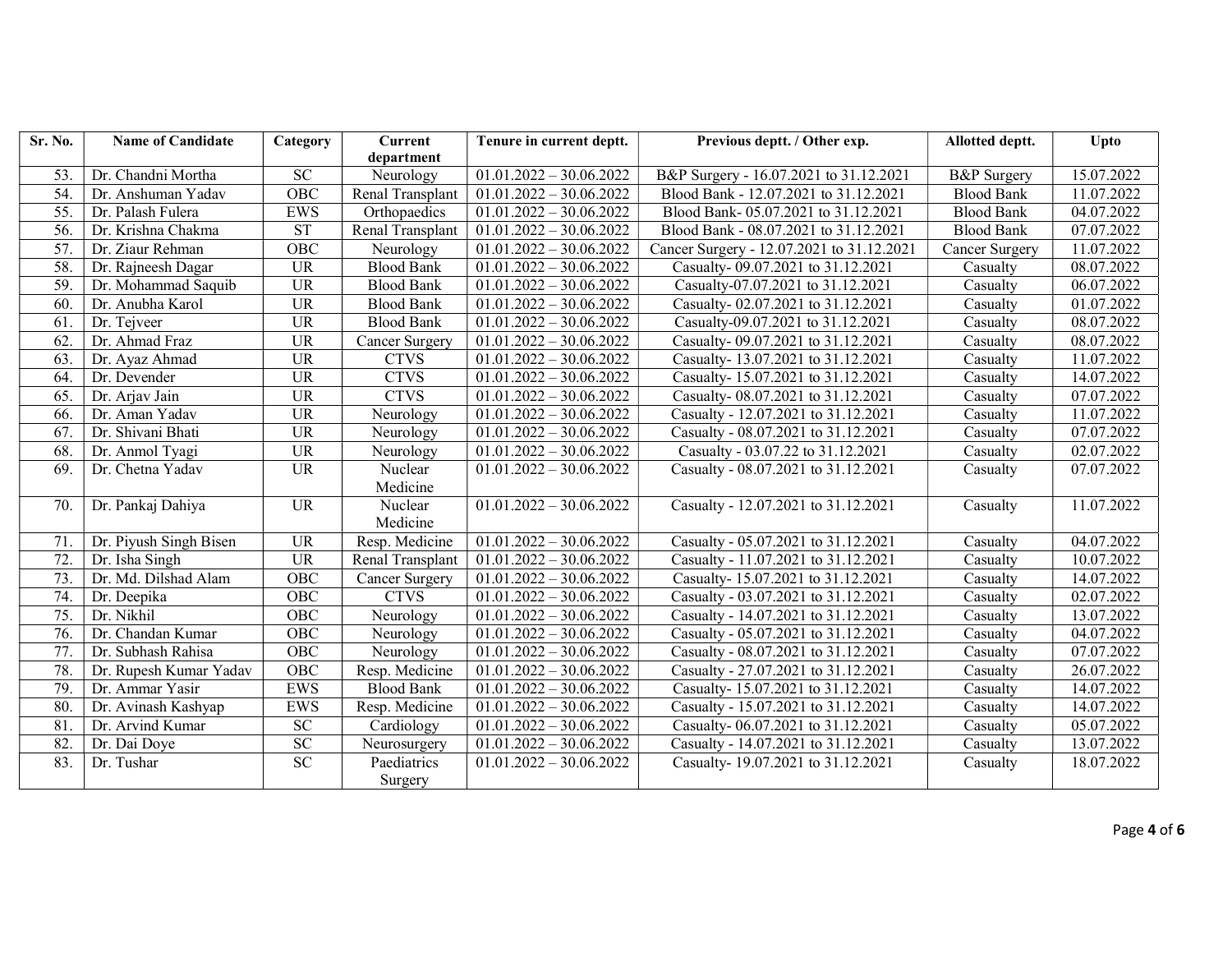| Sr. No. | Name of Candidate | Category | Current department | Tenure in current deptt. | Previous deptt. / Other exp. | Allotted deptt. | Upto |
|---|---|---|---|---|---|---|---|
| 53. | Dr. Chandni Mortha | SC | Neurology | 01.01.2022 – 30.06.2022 | B&P Surgery - 16.07.2021 to 31.12.2021 | B&P Surgery | 15.07.2022 |
| 54. | Dr. Anshuman Yadav | OBC | Renal Transplant | 01.01.2022 – 30.06.2022 | Blood Bank - 12.07.2021 to 31.12.2021 | Blood Bank | 11.07.2022 |
| 55. | Dr. Palash Fulera | EWS | Orthopaedics | 01.01.2022 – 30.06.2022 | Blood Bank- 05.07.2021 to 31.12.2021 | Blood Bank | 04.07.2022 |
| 56. | Dr. Krishna Chakma | ST | Renal Transplant | 01.01.2022 – 30.06.2022 | Blood Bank - 08.07.2021 to 31.12.2021 | Blood Bank | 07.07.2022 |
| 57. | Dr. Ziaur Rehman | OBC | Neurology | 01.01.2022 – 30.06.2022 | Cancer Surgery - 12.07.2021 to 31.12.2021 | Cancer Surgery | 11.07.2022 |
| 58. | Dr. Rajneesh Dagar | UR | Blood Bank | 01.01.2022 – 30.06.2022 | Casualty- 09.07.2021 to 31.12.2021 | Casualty | 08.07.2022 |
| 59. | Dr. Mohammad Saquib | UR | Blood Bank | 01.01.2022 – 30.06.2022 | Casualty-07.07.2021 to 31.12.2021 | Casualty | 06.07.2022 |
| 60. | Dr. Anubha Karol | UR | Blood Bank | 01.01.2022 – 30.06.2022 | Casualty- 02.07.2021 to 31.12.2021 | Casualty | 01.07.2022 |
| 61. | Dr. Tejveer | UR | Blood Bank | 01.01.2022 – 30.06.2022 | Casualty-09.07.2021 to 31.12.2021 | Casualty | 08.07.2022 |
| 62. | Dr. Ahmad Fraz | UR | Cancer Surgery | 01.01.2022 – 30.06.2022 | Casualty- 09.07.2021 to 31.12.2021 | Casualty | 08.07.2022 |
| 63. | Dr. Ayaz Ahmad | UR | CTVS | 01.01.2022 – 30.06.2022 | Casualty- 13.07.2021 to 31.12.2021 | Casualty | 11.07.2022 |
| 64. | Dr. Devender | UR | CTVS | 01.01.2022 – 30.06.2022 | Casualty- 15.07.2021 to 31.12.2021 | Casualty | 14.07.2022 |
| 65. | Dr. Arjav Jain | UR | CTVS | 01.01.2022 – 30.06.2022 | Casualty- 08.07.2021 to 31.12.2021 | Casualty | 07.07.2022 |
| 66. | Dr. Aman Yadav | UR | Neurology | 01.01.2022 – 30.06.2022 | Casualty - 12.07.2021 to 31.12.2021 | Casualty | 11.07.2022 |
| 67. | Dr. Shivani Bhati | UR | Neurology | 01.01.2022 – 30.06.2022 | Casualty - 08.07.2021 to 31.12.2021 | Casualty | 07.07.2022 |
| 68. | Dr. Anmol Tyagi | UR | Neurology | 01.01.2022 – 30.06.2022 | Casualty - 03.07.22 to 31.12.2021 | Casualty | 02.07.2022 |
| 69. | Dr. Chetna Yadav | UR | Nuclear Medicine | 01.01.2022 – 30.06.2022 | Casualty - 08.07.2021 to 31.12.2021 | Casualty | 07.07.2022 |
| 70. | Dr. Pankaj Dahiya | UR | Nuclear Medicine | 01.01.2022 – 30.06.2022 | Casualty - 12.07.2021 to 31.12.2021 | Casualty | 11.07.2022 |
| 71. | Dr. Piyush Singh Bisen | UR | Resp. Medicine | 01.01.2022 – 30.06.2022 | Casualty - 05.07.2021 to 31.12.2021 | Casualty | 04.07.2022 |
| 72. | Dr. Isha Singh | UR | Renal Transplant | 01.01.2022 – 30.06.2022 | Casualty - 11.07.2021 to 31.12.2021 | Casualty | 10.07.2022 |
| 73. | Dr. Md. Dilshad Alam | OBC | Cancer Surgery | 01.01.2022 – 30.06.2022 | Casualty- 15.07.2021 to 31.12.2021 | Casualty | 14.07.2022 |
| 74. | Dr. Deepika | OBC | CTVS | 01.01.2022 – 30.06.2022 | Casualty - 03.07.2021 to 31.12.2021 | Casualty | 02.07.2022 |
| 75. | Dr. Nikhil | OBC | Neurology | 01.01.2022 – 30.06.2022 | Casualty - 14.07.2021 to 31.12.2021 | Casualty | 13.07.2022 |
| 76. | Dr. Chandan Kumar | OBC | Neurology | 01.01.2022 – 30.06.2022 | Casualty - 05.07.2021 to 31.12.2021 | Casualty | 04.07.2022 |
| 77. | Dr. Subhash Rahisa | OBC | Neurology | 01.01.2022 – 30.06.2022 | Casualty - 08.07.2021 to 31.12.2021 | Casualty | 07.07.2022 |
| 78. | Dr. Rupesh Kumar Yadav | OBC | Resp. Medicine | 01.01.2022 – 30.06.2022 | Casualty - 27.07.2021 to 31.12.2021 | Casualty | 26.07.2022 |
| 79. | Dr. Ammar Yasir | EWS | Blood Bank | 01.01.2022 – 30.06.2022 | Casualty- 15.07.2021 to 31.12.2021 | Casualty | 14.07.2022 |
| 80. | Dr. Avinash Kashyap | EWS | Resp. Medicine | 01.01.2022 – 30.06.2022 | Casualty - 15.07.2021 to 31.12.2021 | Casualty | 14.07.2022 |
| 81. | Dr. Arvind Kumar | SC | Cardiology | 01.01.2022 – 30.06.2022 | Casualty- 06.07.2021 to 31.12.2021 | Casualty | 05.07.2022 |
| 82. | Dr. Dai Doye | SC | Neurosurgery | 01.01.2022 – 30.06.2022 | Casualty - 14.07.2021 to 31.12.2021 | Casualty | 13.07.2022 |
| 83. | Dr. Tushar | SC | Paediatrics Surgery | 01.01.2022 – 30.06.2022 | Casualty- 19.07.2021 to 31.12.2021 | Casualty | 18.07.2022 |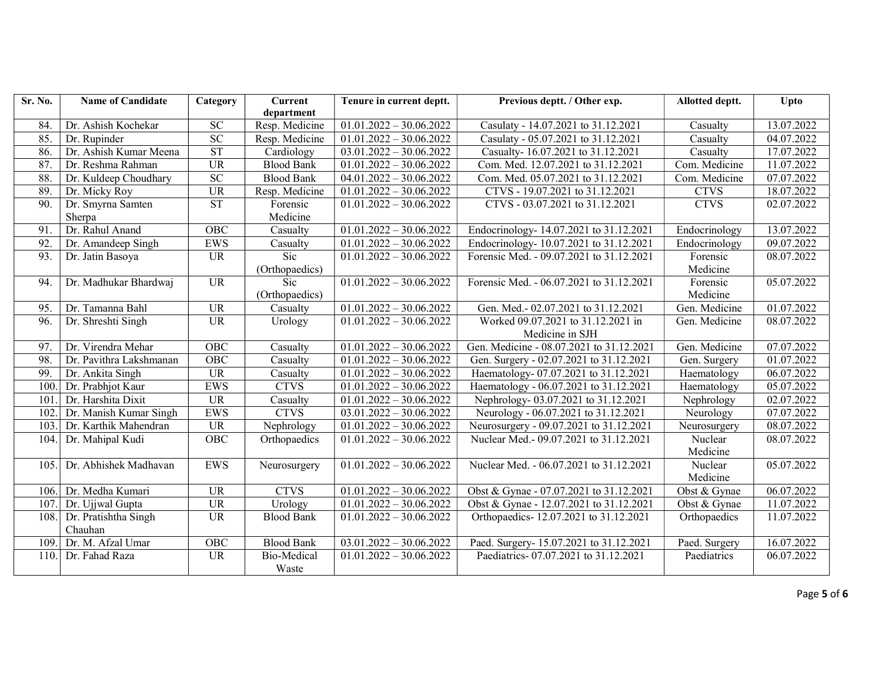| Sr. No. | Name of Candidate | Category | Current department | Tenure in current deptt. | Previous deptt. / Other exp. | Allotted deptt. | Upto |
|---|---|---|---|---|---|---|---|
| 84. | Dr. Ashish Kochekar | SC | Resp. Medicine | 01.01.2022 – 30.06.2022 | Casulaty - 14.07.2021 to 31.12.2021 | Casualty | 13.07.2022 |
| 85. | Dr. Rupinder | SC | Resp. Medicine | 01.01.2022 – 30.06.2022 | Casulaty - 05.07.2021 to 31.12.2021 | Casualty | 04.07.2022 |
| 86. | Dr. Ashish Kumar Meena | ST | Cardiology | 03.01.2022 – 30.06.2022 | Casualty- 16.07.2021 to 31.12.2021 | Casualty | 17.07.2022 |
| 87. | Dr. Reshma Rahman | UR | Blood Bank | 01.01.2022 – 30.06.2022 | Com. Med. 12.07.2021 to 31.12.2021 | Com. Medicine | 11.07.2022 |
| 88. | Dr. Kuldeep Choudhary | SC | Blood Bank | 04.01.2022 – 30.06.2022 | Com. Med. 05.07.2021 to 31.12.2021 | Com. Medicine | 07.07.2022 |
| 89. | Dr. Micky Roy | UR | Resp. Medicine | 01.01.2022 – 30.06.2022 | CTVS - 19.07.2021 to 31.12.2021 | CTVS | 18.07.2022 |
| 90. | Dr. Smyrna Samten Sherpa | ST | Forensic Medicine | 01.01.2022 – 30.06.2022 | CTVS - 03.07.2021 to 31.12.2021 | CTVS | 02.07.2022 |
| 91. | Dr. Rahul Anand | OBC | Casualty | 01.01.2022 – 30.06.2022 | Endocrinology- 14.07.2021 to 31.12.2021 | Endocrinology | 13.07.2022 |
| 92. | Dr. Amandeep Singh | EWS | Casualty | 01.01.2022 – 30.06.2022 | Endocrinology- 10.07.2021 to 31.12.2021 | Endocrinology | 09.07.2022 |
| 93. | Dr. Jatin Basoya | UR | Sic (Orthopaedics) | 01.01.2022 – 30.06.2022 | Forensic Med. - 09.07.2021 to 31.12.2021 | Forensic Medicine | 08.07.2022 |
| 94. | Dr. Madhukar Bhardwaj | UR | Sic (Orthopaedics) | 01.01.2022 – 30.06.2022 | Forensic Med. - 06.07.2021 to 31.12.2021 | Forensic Medicine | 05.07.2022 |
| 95. | Dr. Tamanna Bahl | UR | Casualty | 01.01.2022 – 30.06.2022 | Gen. Med.- 02.07.2021 to 31.12.2021 | Gen. Medicine | 01.07.2022 |
| 96. | Dr. Shreshti Singh | UR | Urology | 01.01.2022 – 30.06.2022 | Worked 09.07.2021 to 31.12.2021 in Medicine in SJH | Gen. Medicine | 08.07.2022 |
| 97. | Dr. Virendra Mehar | OBC | Casualty | 01.01.2022 – 30.06.2022 | Gen. Medicine - 08.07.2021 to 31.12.2021 | Gen. Medicine | 07.07.2022 |
| 98. | Dr. Pavithra Lakshmanan | OBC | Casualty | 01.01.2022 – 30.06.2022 | Gen. Surgery - 02.07.2021 to 31.12.2021 | Gen. Surgery | 01.07.2022 |
| 99. | Dr. Ankita Singh | UR | Casualty | 01.01.2022 – 30.06.2022 | Haematology- 07.07.2021 to 31.12.2021 | Haematology | 06.07.2022 |
| 100. | Dr. Prabhjot Kaur | EWS | CTVS | 01.01.2022 – 30.06.2022 | Haematology - 06.07.2021 to 31.12.2021 | Haematology | 05.07.2022 |
| 101. | Dr. Harshita Dixit | UR | Casualty | 01.01.2022 – 30.06.2022 | Nephrology- 03.07.2021 to 31.12.2021 | Nephrology | 02.07.2022 |
| 102. | Dr. Manish Kumar Singh | EWS | CTVS | 03.01.2022 – 30.06.2022 | Neurology - 06.07.2021 to 31.12.2021 | Neurology | 07.07.2022 |
| 103. | Dr. Karthik Mahendran | UR | Nephrology | 01.01.2022 – 30.06.2022 | Neurosurgery - 09.07.2021 to 31.12.2021 | Neurosurgery | 08.07.2022 |
| 104. | Dr. Mahipal Kudi | OBC | Orthopaedics | 01.01.2022 – 30.06.2022 | Nuclear Med.- 09.07.2021 to 31.12.2021 | Nuclear Medicine | 08.07.2022 |
| 105. | Dr. Abhishek Madhavan | EWS | Neurosurgery | 01.01.2022 – 30.06.2022 | Nuclear Med. - 06.07.2021 to 31.12.2021 | Nuclear Medicine | 05.07.2022 |
| 106. | Dr. Medha Kumari | UR | CTVS | 01.01.2022 – 30.06.2022 | Obst & Gynae - 07.07.2021 to 31.12.2021 | Obst & Gynae | 06.07.2022 |
| 107. | Dr. Ujjwal Gupta | UR | Urology | 01.01.2022 – 30.06.2022 | Obst & Gynae - 12.07.2021 to 31.12.2021 | Obst & Gynae | 11.07.2022 |
| 108. | Dr. Pratishtha Singh Chauhan | UR | Blood Bank | 01.01.2022 – 30.06.2022 | Orthopaedics- 12.07.2021 to 31.12.2021 | Orthopaedics | 11.07.2022 |
| 109. | Dr. M. Afzal Umar | OBC | Blood Bank | 03.01.2022 – 30.06.2022 | Paed. Surgery- 15.07.2021 to 31.12.2021 | Paed. Surgery | 16.07.2022 |
| 110. | Dr. Fahad Raza | UR | Bio-Medical Waste | 01.01.2022 – 30.06.2022 | Paediatrics- 07.07.2021 to 31.12.2021 | Paediatrics | 06.07.2022 |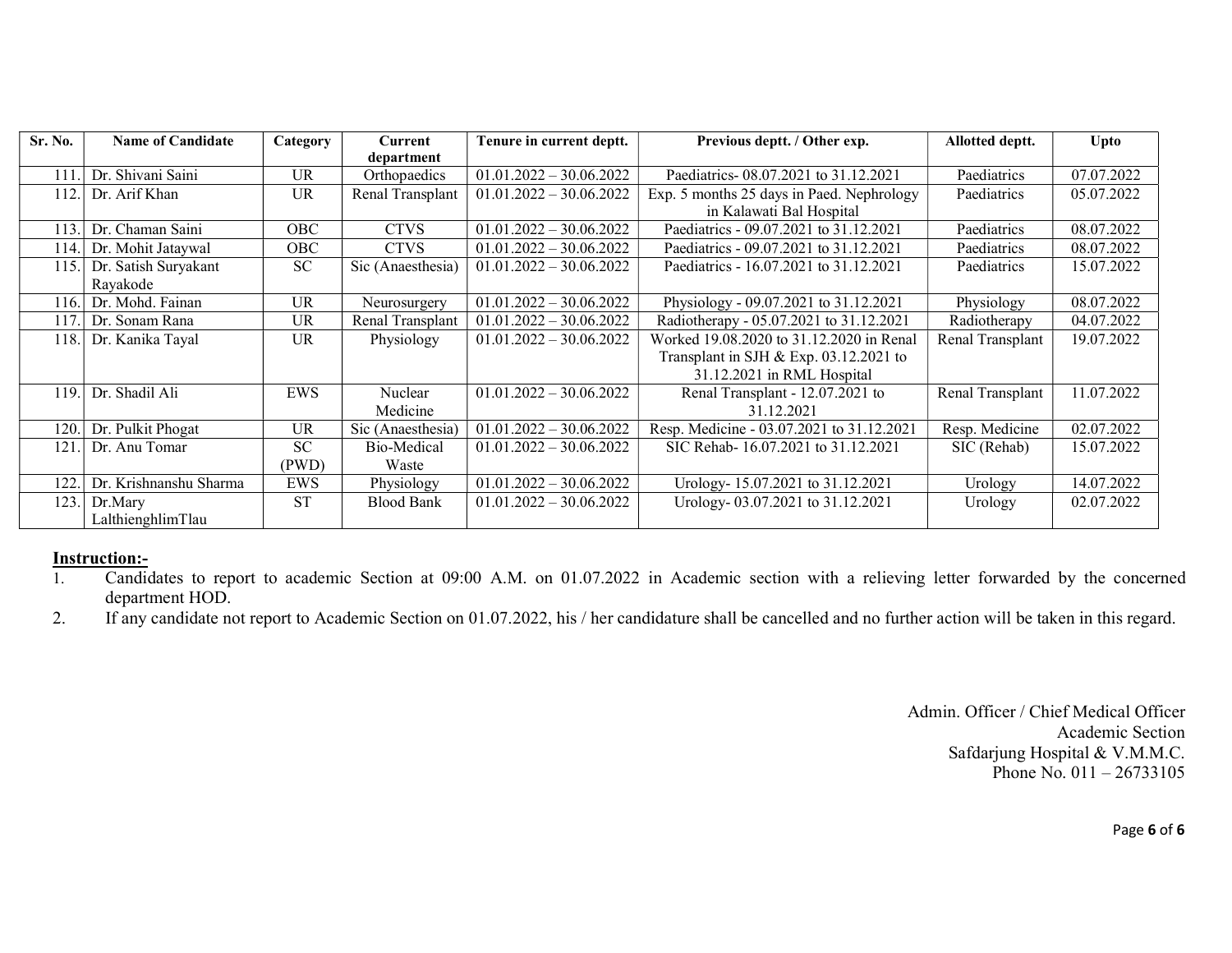| Sr. No. | Name of Candidate | Category | Current department | Tenure in current deptt. | Previous deptt. / Other exp. | Allotted deptt. | Upto |
|---|---|---|---|---|---|---|---|
| 111. | Dr. Shivani Saini | UR | Orthopaedics | 01.01.2022 – 30.06.2022 | Paediatrics- 08.07.2021 to 31.12.2021 | Paediatrics | 07.07.2022 |
| 112. | Dr. Arif Khan | UR | Renal Transplant | 01.01.2022 – 30.06.2022 | Exp. 5 months 25 days in Paed. Nephrology in Kalawati Bal Hospital | Paediatrics | 05.07.2022 |
| 113. | Dr. Chaman Saini | OBC | CTVS | 01.01.2022 – 30.06.2022 | Paediatrics - 09.07.2021 to 31.12.2021 | Paediatrics | 08.07.2022 |
| 114. | Dr. Mohit Jataywal | OBC | CTVS | 01.01.2022 – 30.06.2022 | Paediatrics - 09.07.2021 to 31.12.2021 | Paediatrics | 08.07.2022 |
| 115. | Dr. Satish Suryakant Rayakode | SC | Sic (Anaesthesia) | 01.01.2022 – 30.06.2022 | Paediatrics - 16.07.2021 to 31.12.2021 | Paediatrics | 15.07.2022 |
| 116. | Dr. Mohd. Fainan | UR | Neurosurgery | 01.01.2022 – 30.06.2022 | Physiology - 09.07.2021 to 31.12.2021 | Physiology | 08.07.2022 |
| 117. | Dr. Sonam Rana | UR | Renal Transplant | 01.01.2022 – 30.06.2022 | Radiotherapy - 05.07.2021 to 31.12.2021 | Radiotherapy | 04.07.2022 |
| 118. | Dr. Kanika Tayal | UR | Physiology | 01.01.2022 – 30.06.2022 | Worked 19.08.2020 to 31.12.2020 in Renal Transplant in SJH & Exp. 03.12.2021 to 31.12.2021 in RML Hospital | Renal Transplant | 19.07.2022 |
| 119. | Dr. Shadil Ali | EWS | Nuclear Medicine | 01.01.2022 – 30.06.2022 | Renal Transplant - 12.07.2021 to 31.12.2021 | Renal Transplant | 11.07.2022 |
| 120. | Dr. Pulkit Phogat | UR | Sic (Anaesthesia) | 01.01.2022 – 30.06.2022 | Resp. Medicine - 03.07.2021 to 31.12.2021 | Resp. Medicine | 02.07.2022 |
| 121. | Dr. Anu Tomar | SC (PWD) | Bio-Medical Waste | 01.01.2022 – 30.06.2022 | SIC Rehab- 16.07.2021 to 31.12.2021 | SIC (Rehab) | 15.07.2022 |
| 122. | Dr. Krishnanshu Sharma | EWS | Physiology | 01.01.2022 – 30.06.2022 | Urology- 15.07.2021 to 31.12.2021 | Urology | 14.07.2022 |
| 123. | Dr.Mary LalthienghlimTlau | ST | Blood Bank | 01.01.2022 – 30.06.2022 | Urology- 03.07.2021 to 31.12.2021 | Urology | 02.07.2022 |

**Instruction:-**

1. Candidates to report to academic Section at 09:00 A.M. on 01.07.2022 in Academic section with a relieving letter forwarded by the concerned department HOD.
2. If any candidate not report to Academic Section on 01.07.2022, his / her candidature shall be cancelled and no further action will be taken in this regard.

Admin. Officer / Chief Medical Officer
Academic Section
Safdarjung Hospital & V.M.M.C.
Phone No. 011 – 26733105